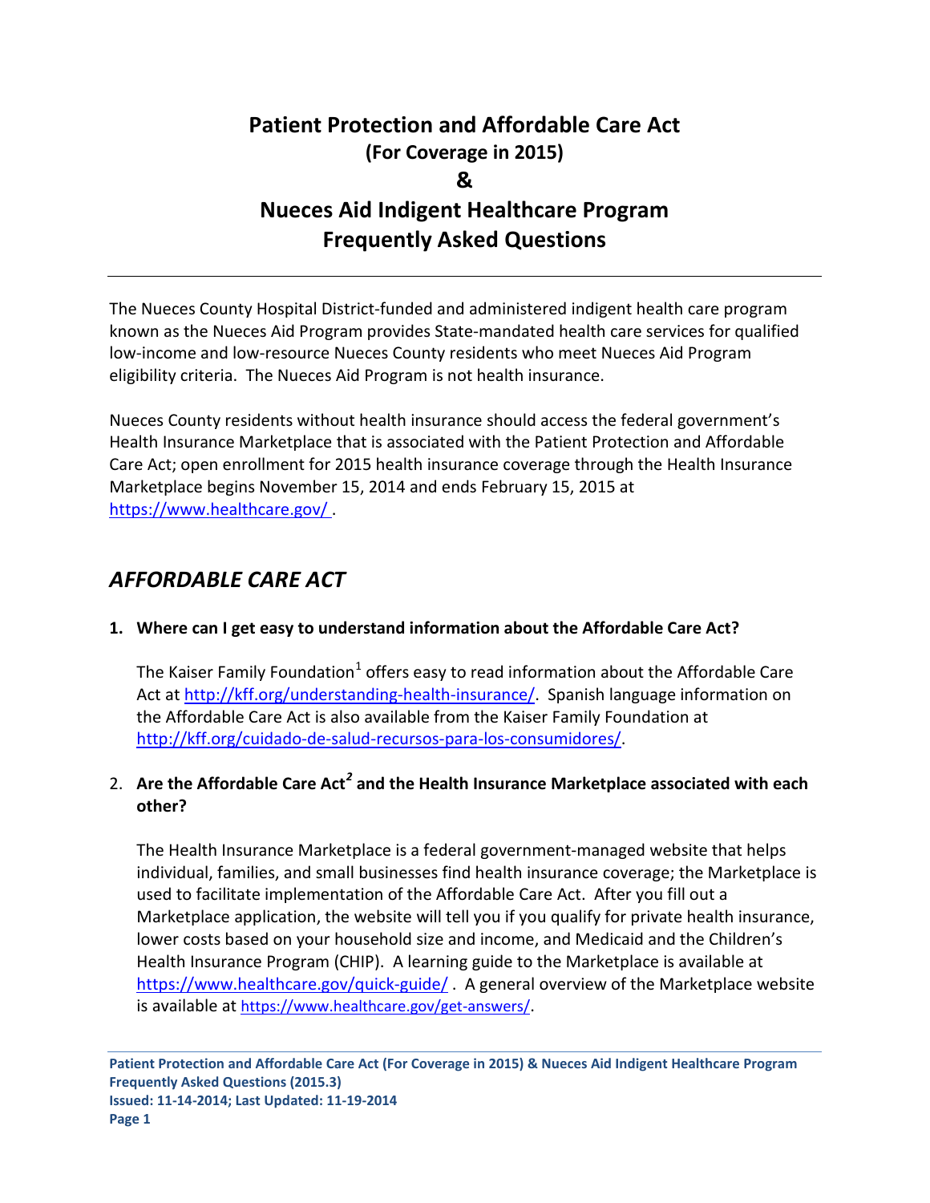# Patient Protection and Affordable Care Act
## (For Coverage in 2015)
## &
# Nueces Aid Indigent Healthcare Program
# Frequently Asked Questions

---

The Nueces County Hospital District-funded and administered indigent health care program known as the Nueces Aid Program provides State-mandated health care services for qualified low-income and low-resource Nueces County residents who meet Nueces Aid Program eligibility criteria. The Nueces Aid Program is not health insurance.

Nueces County residents without health insurance should access the federal government's Health Insurance Marketplace that is associated with the Patient Protection and Affordable Care Act; open enrollment for 2015 health insurance coverage through the Health Insurance Marketplace begins November 15, 2014 and ends February 15, 2015 at https://www.healthcare.gov/ .

## *AFFORDABLE CARE ACT*

1. **Where can I get easy to understand information about the Affordable Care Act?**

   The Kaiser Family Foundation[1] offers easy to read information about the Affordable Care Act at http://kff.org/understanding-health-insurance/. Spanish language information on the Affordable Care Act is also available from the Kaiser Family Foundation at http://kff.org/cuidado-de-salud-recursos-para-los-consumidores/.

2. **Are the Affordable Care Act[2] and the Health Insurance Marketplace associated with each other?**

   The Health Insurance Marketplace is a federal government-managed website that helps individual, families, and small businesses find health insurance coverage; the Marketplace is used to facilitate implementation of the Affordable Care Act. After you fill out a Marketplace application, the website will tell you if you qualify for private health insurance, lower costs based on your household size and income, and Medicaid and the Children's Health Insurance Program (CHIP). A learning guide to the Marketplace is available at https://www.healthcare.gov/quick-guide/ . A general overview of the Marketplace website is available at https://www.healthcare.gov/get-answers/.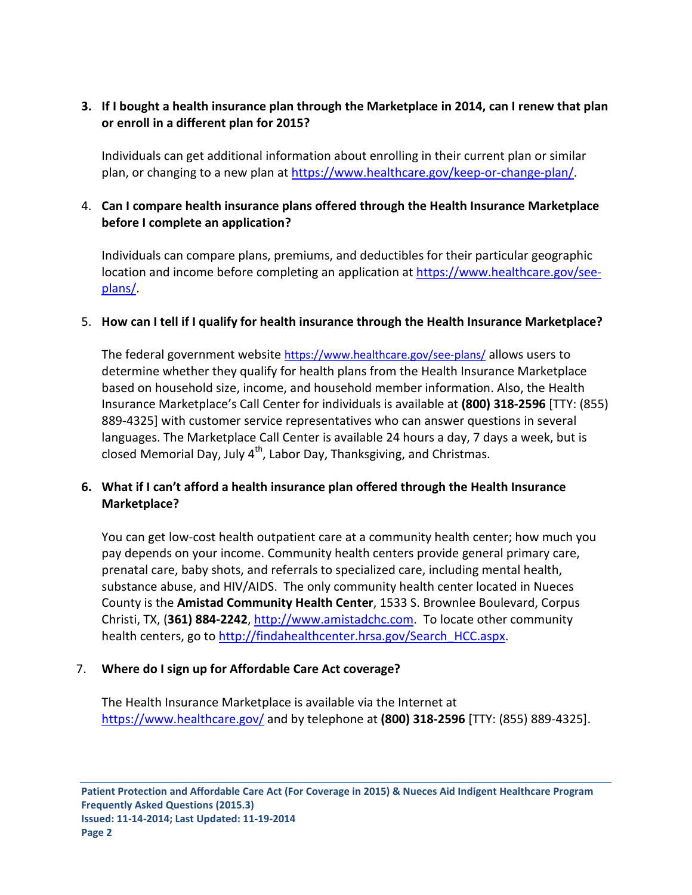3. **If I bought a health insurance plan through the Marketplace in 2014, can I renew that plan or enroll in a different plan for 2015?**

   Individuals can get additional information about enrolling in their current plan or similar plan, or changing to a new plan at https://www.healthcare.gov/keep-or-change-plan/.

4. **Can I compare health insurance plans offered through the Health Insurance Marketplace before I complete an application?**

   Individuals can compare plans, premiums, and deductibles for their particular geographic location and income before completing an application at https://www.healthcare.gov/see-plans/.

5. **How can I tell if I qualify for health insurance through the Health Insurance Marketplace?**

   The federal government website https://www.healthcare.gov/see-plans/ allows users to determine whether they qualify for health plans from the Health Insurance Marketplace based on household size, income, and household member information. Also, the Health Insurance Marketplace's Call Center for individuals is available at **(800) 318-2596** [TTY: (855) 889-4325] with customer service representatives who can answer questions in several languages. The Marketplace Call Center is available 24 hours a day, 7 days a week, but is closed Memorial Day, July 4th, Labor Day, Thanksgiving, and Christmas.

6. **What if I can't afford a health insurance plan offered through the Health Insurance Marketplace?**

   You can get low-cost health outpatient care at a community health center; how much you pay depends on your income. Community health centers provide general primary care, prenatal care, baby shots, and referrals to specialized care, including mental health, substance abuse, and HIV/AIDS. The only community health center located in Nueces County is the **Amistad Community Health Center**, 1533 S. Brownlee Boulevard, Corpus Christi, TX, (**361) 884-2242**, http://www.amistadchc.com. To locate other community health centers, go to http://findahealthcenter.hrsa.gov/Search_HCC.aspx.

7. **Where do I sign up for Affordable Care Act coverage?**

   The Health Insurance Marketplace is available via the Internet at https://www.healthcare.gov/ and by telephone at **(800) 318-2596** [TTY: (855) 889-4325].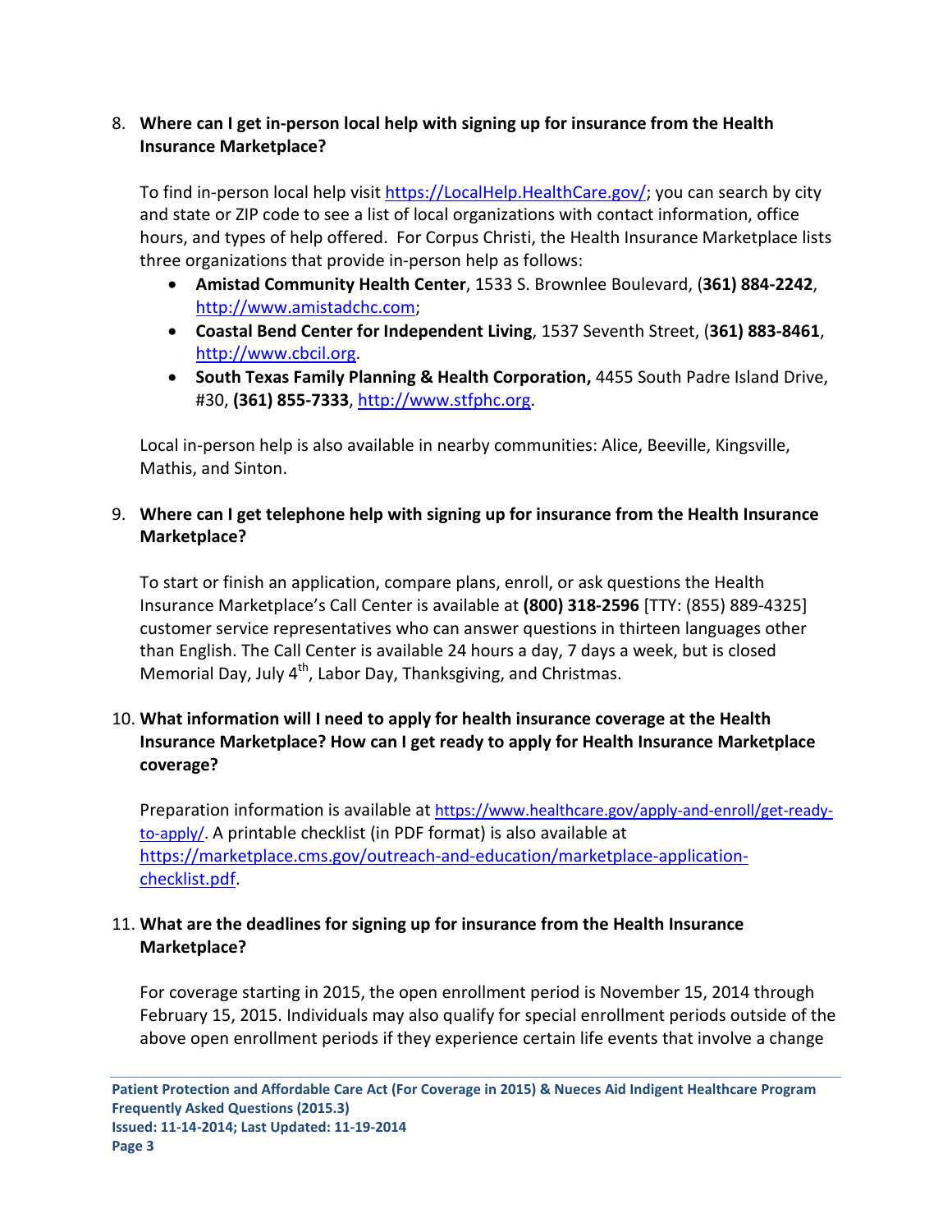8. **Where can I get in-person local help with signing up for insurance from the Health Insurance Marketplace?**

   To find in-person local help visit https://LocalHelp.HealthCare.gov/; you can search by city and state or ZIP code to see a list of local organizations with contact information, office hours, and types of help offered. For Corpus Christi, the Health Insurance Marketplace lists three organizations that provide in-person help as follows:

   - **Amistad Community Health Center**, 1533 S. Brownlee Boulevard, (**361) 884-2242**, http://www.amistadchc.com;
   - **Coastal Bend Center for Independent Living**, 1537 Seventh Street, (**361) 883-8461**, http://www.cbcil.org.
   - **South Texas Family Planning & Health Corporation,** 4455 South Padre Island Drive, #30, **(361) 855-7333**, http://www.stfphc.org.

   Local in-person help is also available in nearby communities: Alice, Beeville, Kingsville, Mathis, and Sinton.

9. **Where can I get telephone help with signing up for insurance from the Health Insurance Marketplace?**

   To start or finish an application, compare plans, enroll, or ask questions the Health Insurance Marketplace's Call Center is available at **(800) 318-2596** [TTY: (855) 889-4325] customer service representatives who can answer questions in thirteen languages other than English. The Call Center is available 24 hours a day, 7 days a week, but is closed Memorial Day, July 4th, Labor Day, Thanksgiving, and Christmas.

10. **What information will I need to apply for health insurance coverage at the Health Insurance Marketplace? How can I get ready to apply for Health Insurance Marketplace coverage?**

    Preparation information is available at https://www.healthcare.gov/apply-and-enroll/get-ready-to-apply/. A printable checklist (in PDF format) is also available at https://marketplace.cms.gov/outreach-and-education/marketplace-application-checklist.pdf.

11. **What are the deadlines for signing up for insurance from the Health Insurance Marketplace?**

    For coverage starting in 2015, the open enrollment period is November 15, 2014 through February 15, 2015. Individuals may also qualify for special enrollment periods outside of the above open enrollment periods if they experience certain life events that involve a change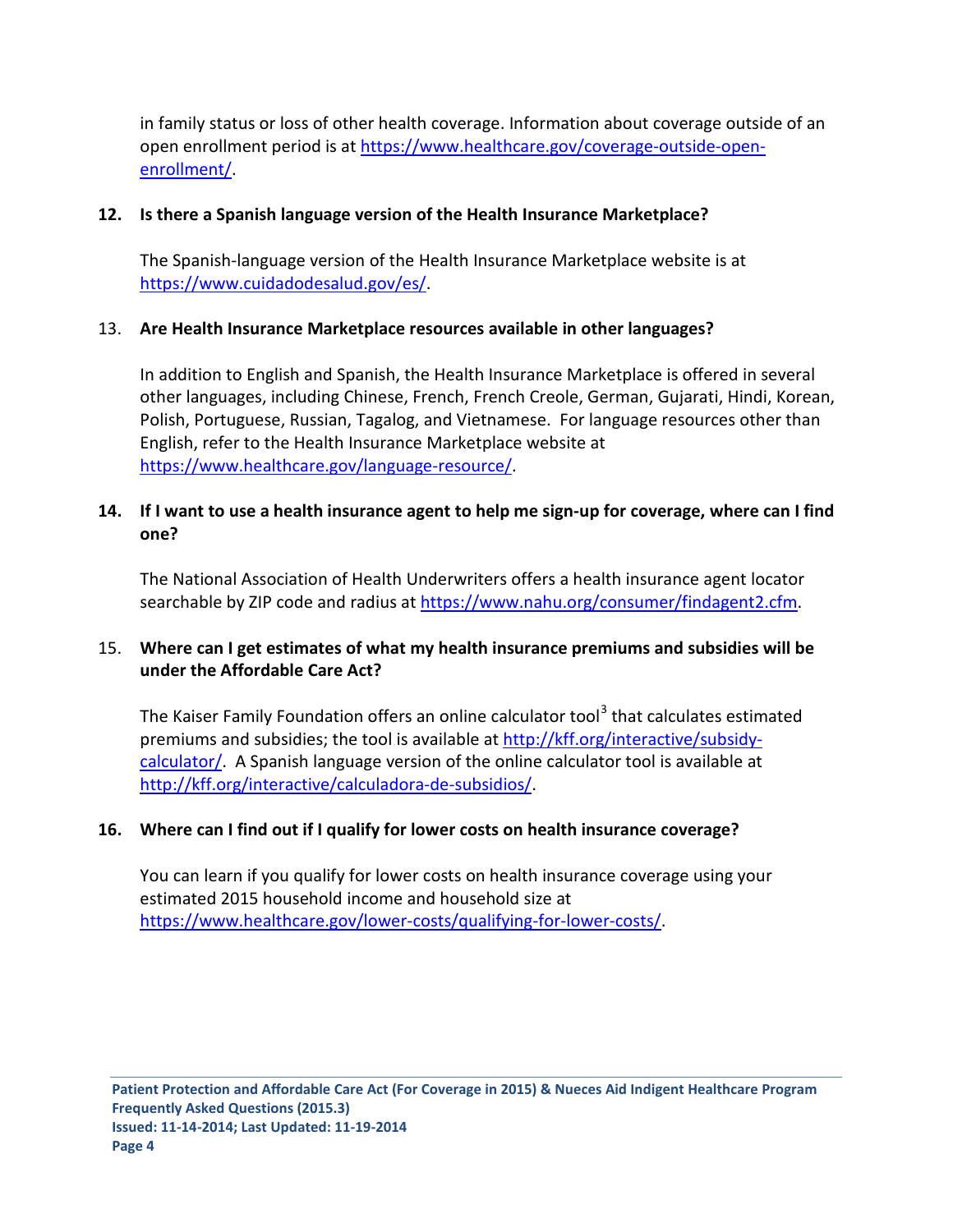in family status or loss of other health coverage. Information about coverage outside of an open enrollment period is at https://www.healthcare.gov/coverage-outside-open-enrollment/.

**12. Is there a Spanish language version of the Health Insurance Marketplace?**

The Spanish-language version of the Health Insurance Marketplace website is at https://www.cuidadodesalud.gov/es/.

13. **Are Health Insurance Marketplace resources available in other languages?**

In addition to English and Spanish, the Health Insurance Marketplace is offered in several other languages, including Chinese, French, French Creole, German, Gujarati, Hindi, Korean, Polish, Portuguese, Russian, Tagalog, and Vietnamese. For language resources other than English, refer to the Health Insurance Marketplace website at https://www.healthcare.gov/language-resource/.

**14. If I want to use a health insurance agent to help me sign-up for coverage, where can I find one?**

The National Association of Health Underwriters offers a health insurance agent locator searchable by ZIP code and radius at https://www.nahu.org/consumer/findagent2.cfm.

15. **Where can I get estimates of what my health insurance premiums and subsidies will be under the Affordable Care Act?**

The Kaiser Family Foundation offers an online calculator tool[3] that calculates estimated premiums and subsidies; the tool is available at http://kff.org/interactive/subsidy-calculator/. A Spanish language version of the online calculator tool is available at http://kff.org/interactive/calculadora-de-subsidios/.

**16. Where can I find out if I qualify for lower costs on health insurance coverage?**

You can learn if you qualify for lower costs on health insurance coverage using your estimated 2015 household income and household size at https://www.healthcare.gov/lower-costs/qualifying-for-lower-costs/.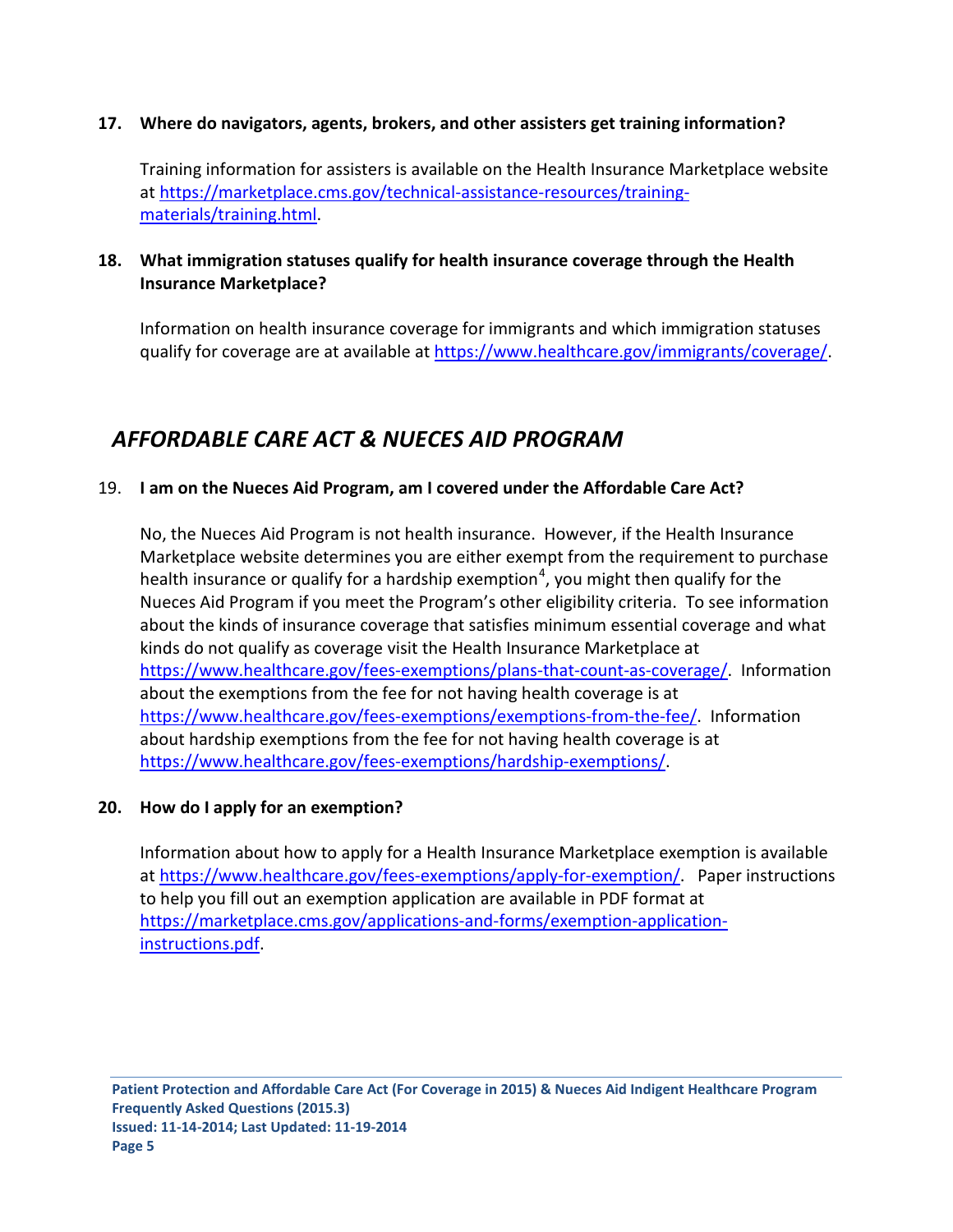**17. Where do navigators, agents, brokers, and other assisters get training information?**

Training information for assisters is available on the Health Insurance Marketplace website at https://marketplace.cms.gov/technical-assistance-resources/training-materials/training.html.

**18. What immigration statuses qualify for health insurance coverage through the Health Insurance Marketplace?**

Information on health insurance coverage for immigrants and which immigration statuses qualify for coverage are at available at https://www.healthcare.gov/immigrants/coverage/.

## *AFFORDABLE CARE ACT & NUECES AID PROGRAM*

19. **I am on the Nueces Aid Program, am I covered under the Affordable Care Act?**

No, the Nueces Aid Program is not health insurance. However, if the Health Insurance Marketplace website determines you are either exempt from the requirement to purchase health insurance or qualify for a hardship exemption[4], you might then qualify for the Nueces Aid Program if you meet the Program's other eligibility criteria. To see information about the kinds of insurance coverage that satisfies minimum essential coverage and what kinds do not qualify as coverage visit the Health Insurance Marketplace at https://www.healthcare.gov/fees-exemptions/plans-that-count-as-coverage/. Information about the exemptions from the fee for not having health coverage is at https://www.healthcare.gov/fees-exemptions/exemptions-from-the-fee/. Information about hardship exemptions from the fee for not having health coverage is at https://www.healthcare.gov/fees-exemptions/hardship-exemptions/.

**20. How do I apply for an exemption?**

Information about how to apply for a Health Insurance Marketplace exemption is available at https://www.healthcare.gov/fees-exemptions/apply-for-exemption/. Paper instructions to help you fill out an exemption application are available in PDF format at https://marketplace.cms.gov/applications-and-forms/exemption-application-instructions.pdf.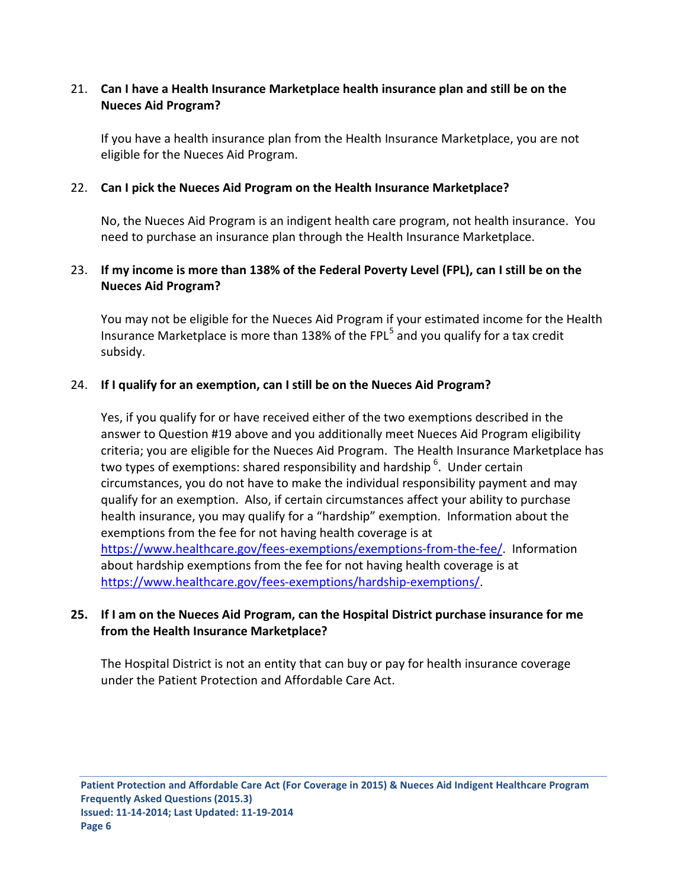21. **Can I have a Health Insurance Marketplace health insurance plan and still be on the Nueces Aid Program?**

    If you have a health insurance plan from the Health Insurance Marketplace, you are not eligible for the Nueces Aid Program.

22. **Can I pick the Nueces Aid Program on the Health Insurance Marketplace?**

    No, the Nueces Aid Program is an indigent health care program, not health insurance. You need to purchase an insurance plan through the Health Insurance Marketplace.

23. **If my income is more than 138% of the Federal Poverty Level (FPL), can I still be on the Nueces Aid Program?**

    You may not be eligible for the Nueces Aid Program if your estimated income for the Health Insurance Marketplace is more than 138% of the FPL[5] and you qualify for a tax credit subsidy.

24. **If I qualify for an exemption, can I still be on the Nueces Aid Program?**

    Yes, if you qualify for or have received either of the two exemptions described in the answer to Question #19 above and you additionally meet Nueces Aid Program eligibility criteria; you are eligible for the Nueces Aid Program. The Health Insurance Marketplace has two types of exemptions: shared responsibility and hardship [6]. Under certain circumstances, you do not have to make the individual responsibility payment and may qualify for an exemption. Also, if certain circumstances affect your ability to purchase health insurance, you may qualify for a "hardship" exemption. Information about the exemptions from the fee for not having health coverage is at https://www.healthcare.gov/fees-exemptions/exemptions-from-the-fee/. Information about hardship exemptions from the fee for not having health coverage is at https://www.healthcare.gov/fees-exemptions/hardship-exemptions/.

25. **If I am on the Nueces Aid Program, can the Hospital District purchase insurance for me from the Health Insurance Marketplace?**

    The Hospital District is not an entity that can buy or pay for health insurance coverage under the Patient Protection and Affordable Care Act.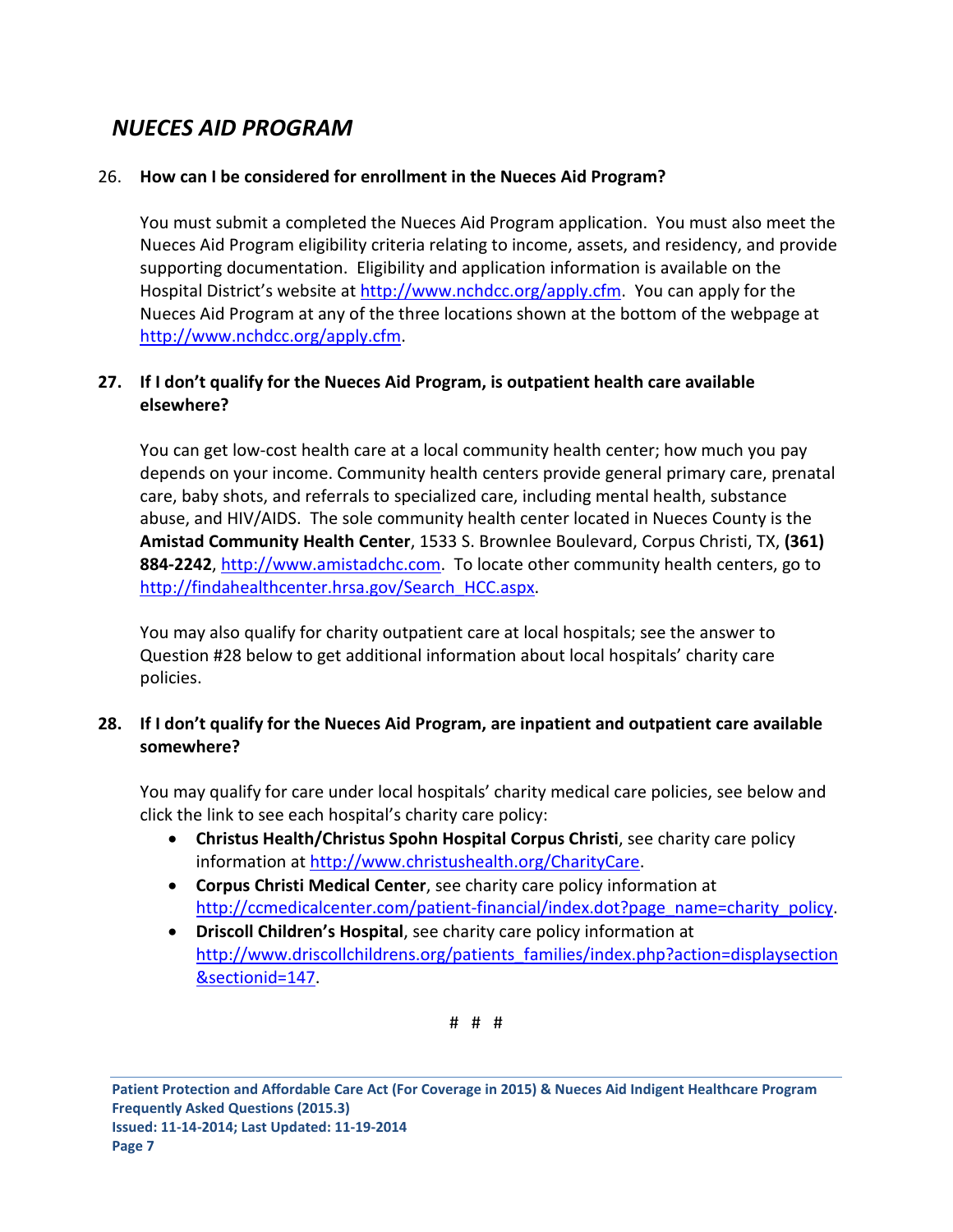## *NUECES AID PROGRAM*

26. **How can I be considered for enrollment in the Nueces Aid Program?**

    You must submit a completed the Nueces Aid Program application. You must also meet the Nueces Aid Program eligibility criteria relating to income, assets, and residency, and provide supporting documentation. Eligibility and application information is available on the Hospital District's website at http://www.nchdcc.org/apply.cfm. You can apply for the Nueces Aid Program at any of the three locations shown at the bottom of the webpage at http://www.nchdcc.org/apply.cfm.

**27. If I don't qualify for the Nueces Aid Program, is outpatient health care available elsewhere?**

You can get low-cost health care at a local community health center; how much you pay depends on your income. Community health centers provide general primary care, prenatal care, baby shots, and referrals to specialized care, including mental health, substance abuse, and HIV/AIDS. The sole community health center located in Nueces County is the **Amistad Community Health Center**, 1533 S. Brownlee Boulevard, Corpus Christi, TX, **(361) 884-2242**, http://www.amistadchc.com. To locate other community health centers, go to http://findahealthcenter.hrsa.gov/Search_HCC.aspx.

You may also qualify for charity outpatient care at local hospitals; see the answer to Question #28 below to get additional information about local hospitals' charity care policies.

**28. If I don't qualify for the Nueces Aid Program, are inpatient and outpatient care available somewhere?**

You may qualify for care under local hospitals' charity medical care policies, see below and click the link to see each hospital's charity care policy:

- **Christus Health/Christus Spohn Hospital Corpus Christi**, see charity care policy information at http://www.christushealth.org/CharityCare.
- **Corpus Christi Medical Center**, see charity care policy information at http://ccmedicalcenter.com/patient-financial/index.dot?page_name=charity_policy.
- **Driscoll Children's Hospital**, see charity care policy information at http://www.driscollchildrens.org/patients_families/index.php?action=displaysection&sectionid=147.

# # #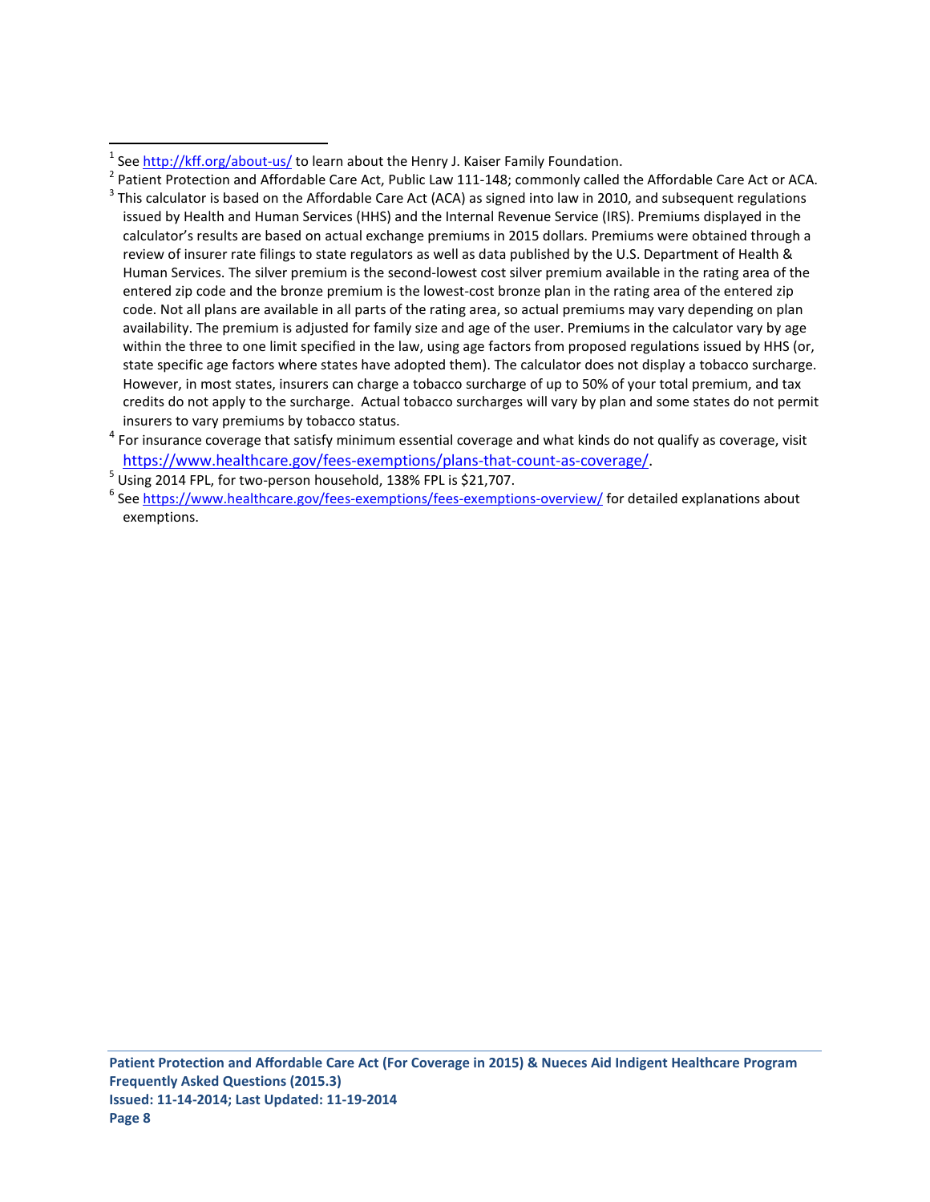[1] See http://kff.org/about-us/ to learn about the Henry J. Kaiser Family Foundation.

[2] Patient Protection and Affordable Care Act, Public Law 111-148; commonly called the Affordable Care Act or ACA.

[3] This calculator is based on the Affordable Care Act (ACA) as signed into law in 2010, and subsequent regulations issued by Health and Human Services (HHS) and the Internal Revenue Service (IRS). Premiums displayed in the calculator's results are based on actual exchange premiums in 2015 dollars. Premiums were obtained through a review of insurer rate filings to state regulators as well as data published by the U.S. Department of Health & Human Services. The silver premium is the second-lowest cost silver premium available in the rating area of the entered zip code and the bronze premium is the lowest-cost bronze plan in the rating area of the entered zip code. Not all plans are available in all parts of the rating area, so actual premiums may vary depending on plan availability. The premium is adjusted for family size and age of the user. Premiums in the calculator vary by age within the three to one limit specified in the law, using age factors from proposed regulations issued by HHS (or, state specific age factors where states have adopted them). The calculator does not display a tobacco surcharge. However, in most states, insurers can charge a tobacco surcharge of up to 50% of your total premium, and tax credits do not apply to the surcharge. Actual tobacco surcharges will vary by plan and some states do not permit insurers to vary premiums by tobacco status.

[4] For insurance coverage that satisfy minimum essential coverage and what kinds do not qualify as coverage, visit https://www.healthcare.gov/fees-exemptions/plans-that-count-as-coverage/.

[5] Using 2014 FPL, for two-person household, 138% FPL is $21,707.

[6] See https://www.healthcare.gov/fees-exemptions/fees-exemptions-overview/ for detailed explanations about exemptions.